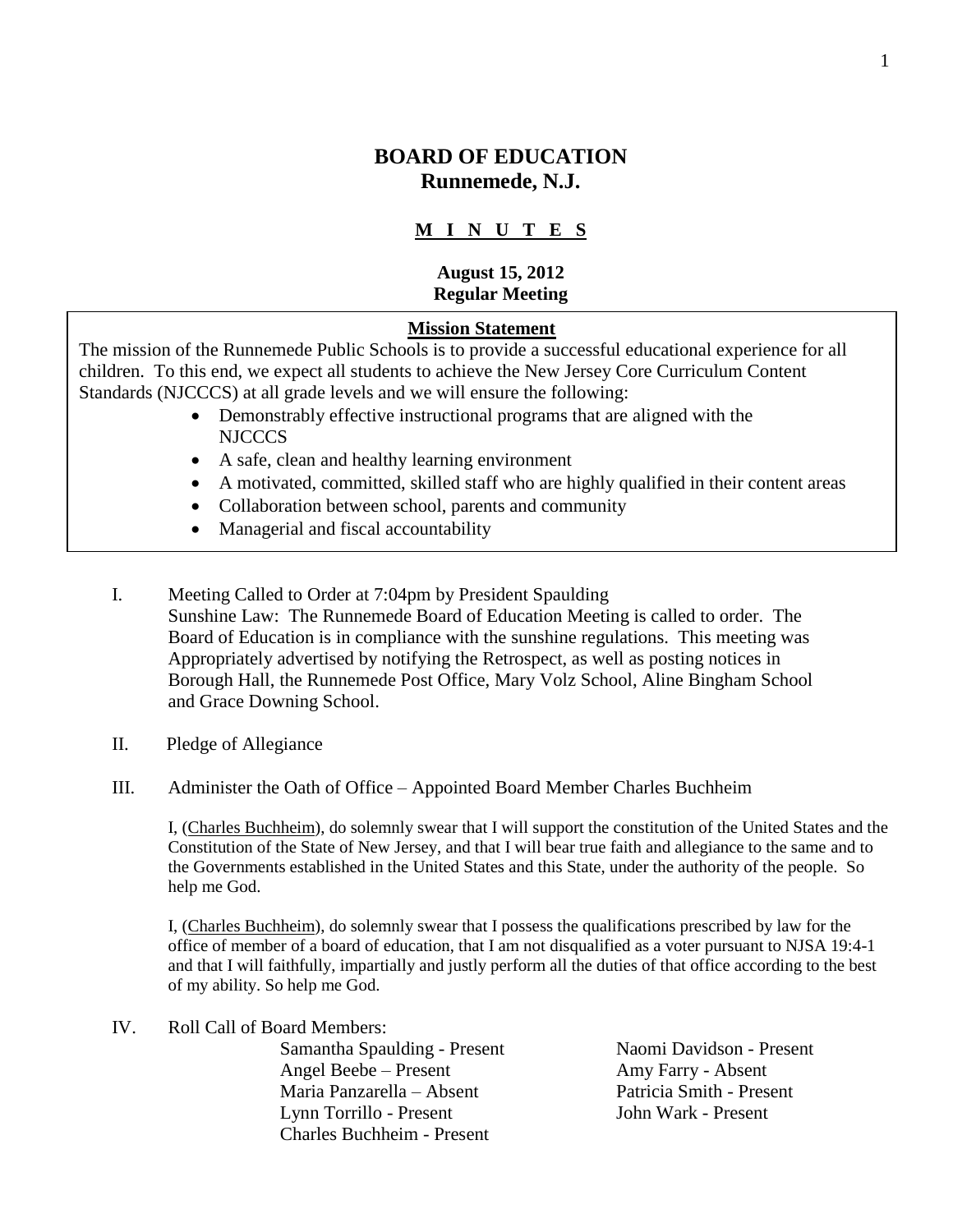# BOARD OF EDUCATION
## Runnemede, N.J.

**M I N U T E S**

**August 15, 2012**
**Regular Meeting**

**Mission Statement**

The mission of the Runnemede Public Schools is to provide a successful educational experience for all children. To this end, we expect all students to achieve the New Jersey Core Curriculum Content Standards (NJCCCS) at all grade levels and we will ensure the following:

- Demonstrably effective instructional programs that are aligned with the NJCCCS
- A safe, clean and healthy learning environment
- A motivated, committed, skilled staff who are highly qualified in their content areas
- Collaboration between school, parents and community
- Managerial and fiscal accountability

I. Meeting Called to Order at 7:04pm by President Spaulding
Sunshine Law: The Runnemede Board of Education Meeting is called to order. The Board of Education is in compliance with the sunshine regulations. This meeting was Appropriately advertised by notifying the Retrospect, as well as posting notices in Borough Hall, the Runnemede Post Office, Mary Volz School, Aline Bingham School and Grace Downing School.

II. Pledge of Allegiance

III. Administer the Oath of Office – Appointed Board Member Charles Buchheim

I, (Charles Buchheim), do solemnly swear that I will support the constitution of the United States and the Constitution of the State of New Jersey, and that I will bear true faith and allegiance to the same and to the Governments established in the United States and this State, under the authority of the people. So help me God.

I, (Charles Buchheim), do solemnly swear that I possess the qualifications prescribed by law for the office of member of a board of education, that I am not disqualified as a voter pursuant to NJSA 19:4-1 and that I will faithfully, impartially and justly perform all the duties of that office according to the best of my ability. So help me God.

IV. Roll Call of Board Members:

Samantha Spaulding - Present
Angel Beebe – Present
Maria Panzarella – Absent
Lynn Torrillo - Present
Charles Buchheim - Present
Naomi Davidson - Present
Amy Farry - Absent
Patricia Smith - Present
John Wark - Present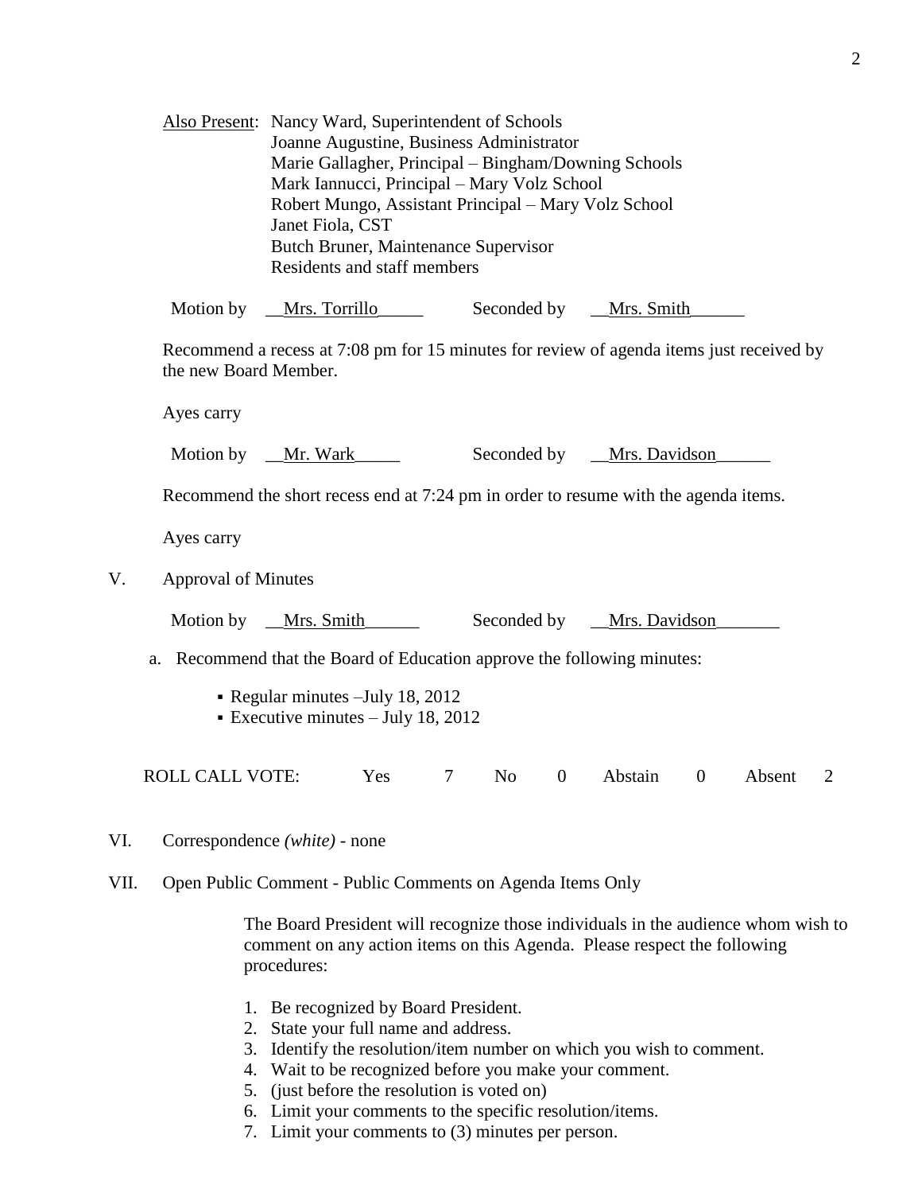Also Present: Nancy Ward, Superintendent of Schools
Joanne Augustine, Business Administrator
Marie Gallagher, Principal – Bingham/Downing Schools
Mark Iannucci, Principal – Mary Volz School
Robert Mungo, Assistant Principal – Mary Volz School
Janet Fiola, CST
Butch Bruner, Maintenance Supervisor
Residents and staff members

Motion by Mrs. Torrillo Seconded by Mrs. Smith

Recommend a recess at 7:08 pm for 15 minutes for review of agenda items just received by the new Board Member.

Ayes carry

Motion by Mr. Wark Seconded by Mrs. Davidson

Recommend the short recess end at 7:24 pm in order to resume with the agenda items.

Ayes carry

V. Approval of Minutes

Motion by Mrs. Smith Seconded by Mrs. Davidson

a. Recommend that the Board of Education approve the following minutes:

- Regular minutes –July 18, 2012
- Executive minutes – July 18, 2012

ROLL CALL VOTE: Yes 7 No 0 Abstain 0 Absent 2

VI. Correspondence *(white)* - none

VII. Open Public Comment - Public Comments on Agenda Items Only

The Board President will recognize those individuals in the audience whom wish to comment on any action items on this Agenda. Please respect the following procedures:

1. Be recognized by Board President.
2. State your full name and address.
3. Identify the resolution/item number on which you wish to comment.
4. Wait to be recognized before you make your comment.
5. (just before the resolution is voted on)
6. Limit your comments to the specific resolution/items.
7. Limit your comments to (3) minutes per person.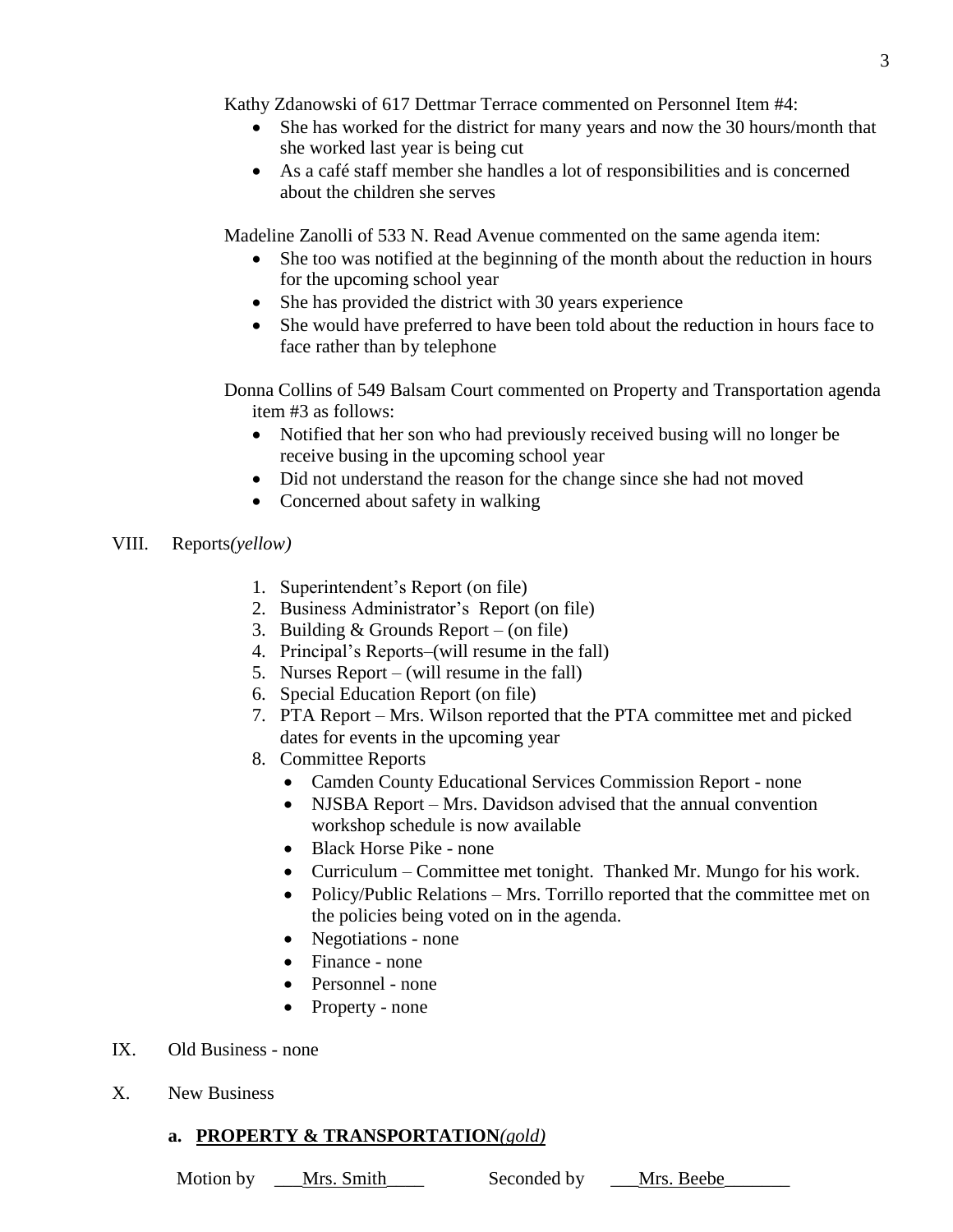Kathy Zdanowski of 617 Dettmar Terrace commented on Personnel Item #4:

- She has worked for the district for many years and now the 30 hours/month that she worked last year is being cut
- As a café staff member she handles a lot of responsibilities and is concerned about the children she serves

Madeline Zanolli of 533 N. Read Avenue commented on the same agenda item:

- She too was notified at the beginning of the month about the reduction in hours for the upcoming school year
- She has provided the district with 30 years experience
- She would have preferred to have been told about the reduction in hours face to face rather than by telephone

Donna Collins of 549 Balsam Court commented on Property and Transportation agenda item #3 as follows:

- Notified that her son who had previously received busing will no longer be receive busing in the upcoming school year
- Did not understand the reason for the change since she had not moved
- Concerned about safety in walking

VIII. Reports*(yellow)*

1. Superintendent's Report (on file)
2. Business Administrator's Report (on file)
3. Building & Grounds Report – (on file)
4. Principal's Reports–(will resume in the fall)
5. Nurses Report – (will resume in the fall)
6. Special Education Report (on file)
7. PTA Report – Mrs. Wilson reported that the PTA committee met and picked dates for events in the upcoming year
8. Committee Reports
   - Camden County Educational Services Commission Report - none
   - NJSBA Report – Mrs. Davidson advised that the annual convention workshop schedule is now available
   - Black Horse Pike - none
   - Curriculum – Committee met tonight. Thanked Mr. Mungo for his work.
   - Policy/Public Relations – Mrs. Torrillo reported that the committee met on the policies being voted on in the agenda.
   - Negotiations - none
   - Finance - none
   - Personnel - none
   - Property - none

IX. Old Business - none

X. New Business

**a. PROPERTY & TRANSPORTATION***(gold)*

Motion by \_\_\_Mrs. Smith\_\_\_\_ Seconded by \_\_\_Mrs. Beebe\_\_\_\_\_\_\_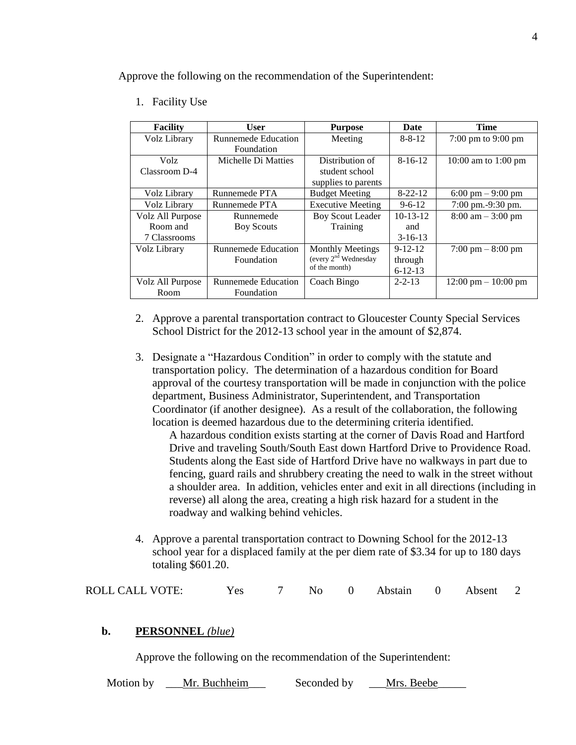Approve the following on the recommendation of the Superintendent:

1. Facility Use

| Facility | User | Purpose | Date | Time |
|---|---|---|---|---|
| Volz Library | Runnemede Education Foundation | Meeting | 8-8-12 | 7:00 pm to 9:00 pm |
| Volz Classroom D-4 | Michelle Di Matties | Distribution of student school supplies to parents | 8-16-12 | 10:00 am to 1:00 pm |
| Volz Library | Runnemede PTA | Budget Meeting | 8-22-12 | 6:00 pm – 9:00 pm |
| Volz Library | Runnemede PTA | Executive Meeting | 9-6-12 | 7:00 pm.-9:30 pm. |
| Volz All Purpose Room and 7 Classrooms | Runnemede Boy Scouts | Boy Scout Leader Training | 10-13-12 and 3-16-13 | 8:00 am – 3:00 pm |
| Volz Library | Runnemede Education Foundation | Monthly Meetings (every 2nd Wednesday of the month) | 9-12-12 through 6-12-13 | 7:00 pm – 8:00 pm |
| Volz All Purpose Room | Runnemede Education Foundation | Coach Bingo | 2-2-13 | 12:00 pm – 10:00 pm |

2. Approve a parental transportation contract to Gloucester County Special Services School District for the 2012-13 school year in the amount of $2,874.

3. Designate a "Hazardous Condition" in order to comply with the statute and transportation policy. The determination of a hazardous condition for Board approval of the courtesy transportation will be made in conjunction with the police department, Business Administrator, Superintendent, and Transportation Coordinator (if another designee). As a result of the collaboration, the following location is deemed hazardous due to the determining criteria identified.

   A hazardous condition exists starting at the corner of Davis Road and Hartford Drive and traveling South/South East down Hartford Drive to Providence Road. Students along the East side of Hartford Drive have no walkways in part due to fencing, guard rails and shrubbery creating the need to walk in the street without a shoulder area. In addition, vehicles enter and exit in all directions (including in reverse) all along the area, creating a high risk hazard for a student in the roadway and walking behind vehicles.

4. Approve a parental transportation contract to Downing School for the 2012-13 school year for a displaced family at the per diem rate of $3.34 for up to 180 days totaling $601.20.

ROLL CALL VOTE: Yes 7 No 0 Abstain 0 Absent 2

**b. PERSONNEL** *(blue)*

Approve the following on the recommendation of the Superintendent:

Motion by ___Mr. Buchheim___ Seconded by ___Mrs. Beebe_____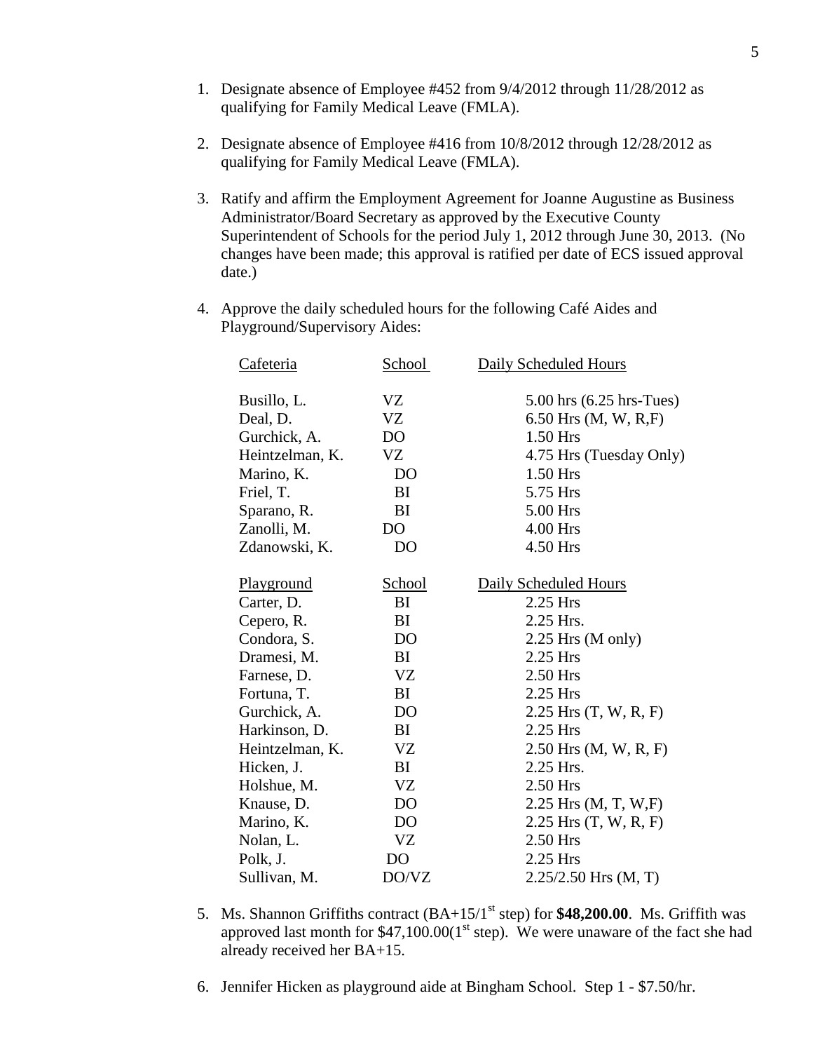1. Designate absence of Employee #452 from 9/4/2012 through 11/28/2012 as qualifying for Family Medical Leave (FMLA).

2. Designate absence of Employee #416 from 10/8/2012 through 12/28/2012 as qualifying for Family Medical Leave (FMLA).

3. Ratify and affirm the Employment Agreement for Joanne Augustine as Business Administrator/Board Secretary as approved by the Executive County Superintendent of Schools for the period July 1, 2012 through June 30, 2013. (No changes have been made; this approval is ratified per date of ECS issued approval date.)

4. Approve the daily scheduled hours for the following Café Aides and Playground/Supervisory Aides:

| Cafeteria | School | Daily Scheduled Hours |
|---|---|---|
| Busillo, L. | VZ | 5.00 hrs (6.25 hrs-Tues) |
| Deal, D. | VZ | 6.50 Hrs (M, W, R,F) |
| Gurchick, A. | DO | 1.50 Hrs |
| Heintzelman, K. | VZ | 4.75 Hrs (Tuesday Only) |
| Marino, K. | DO | 1.50 Hrs |
| Friel, T. | BI | 5.75 Hrs |
| Sparano, R. | BI | 5.00 Hrs |
| Zanolli, M. | DO | 4.00 Hrs |
| Zdanowski, K. | DO | 4.50 Hrs |

| Playground | School | Daily Scheduled Hours |
|---|---|---|
| Carter, D. | BI | 2.25 Hrs |
| Cepero, R. | BI | 2.25 Hrs. |
| Condora, S. | DO | 2.25 Hrs (M only) |
| Dramesi, M. | BI | 2.25 Hrs |
| Farnese, D. | VZ | 2.50 Hrs |
| Fortuna, T. | BI | 2.25 Hrs |
| Gurchick, A. | DO | 2.25 Hrs (T, W, R, F) |
| Harkinson, D. | BI | 2.25 Hrs |
| Heintzelman, K. | VZ | 2.50 Hrs (M, W, R, F) |
| Hicken, J. | BI | 2.25 Hrs. |
| Holshue, M. | VZ | 2.50 Hrs |
| Knause, D. | DO | 2.25 Hrs (M, T, W,F) |
| Marino, K. | DO | 2.25 Hrs (T, W, R, F) |
| Nolan, L. | VZ | 2.50 Hrs |
| Polk, J. | DO | 2.25 Hrs |
| Sullivan, M. | DO/VZ | 2.25/2.50 Hrs (M, T) |

5. Ms. Shannon Griffiths contract (BA+15/1st step) for **$48,200.00**. Ms. Griffith was approved last month for $47,100.00(1st step). We were unaware of the fact she had already received her BA+15.

6. Jennifer Hicken as playground aide at Bingham School. Step 1 - $7.50/hr.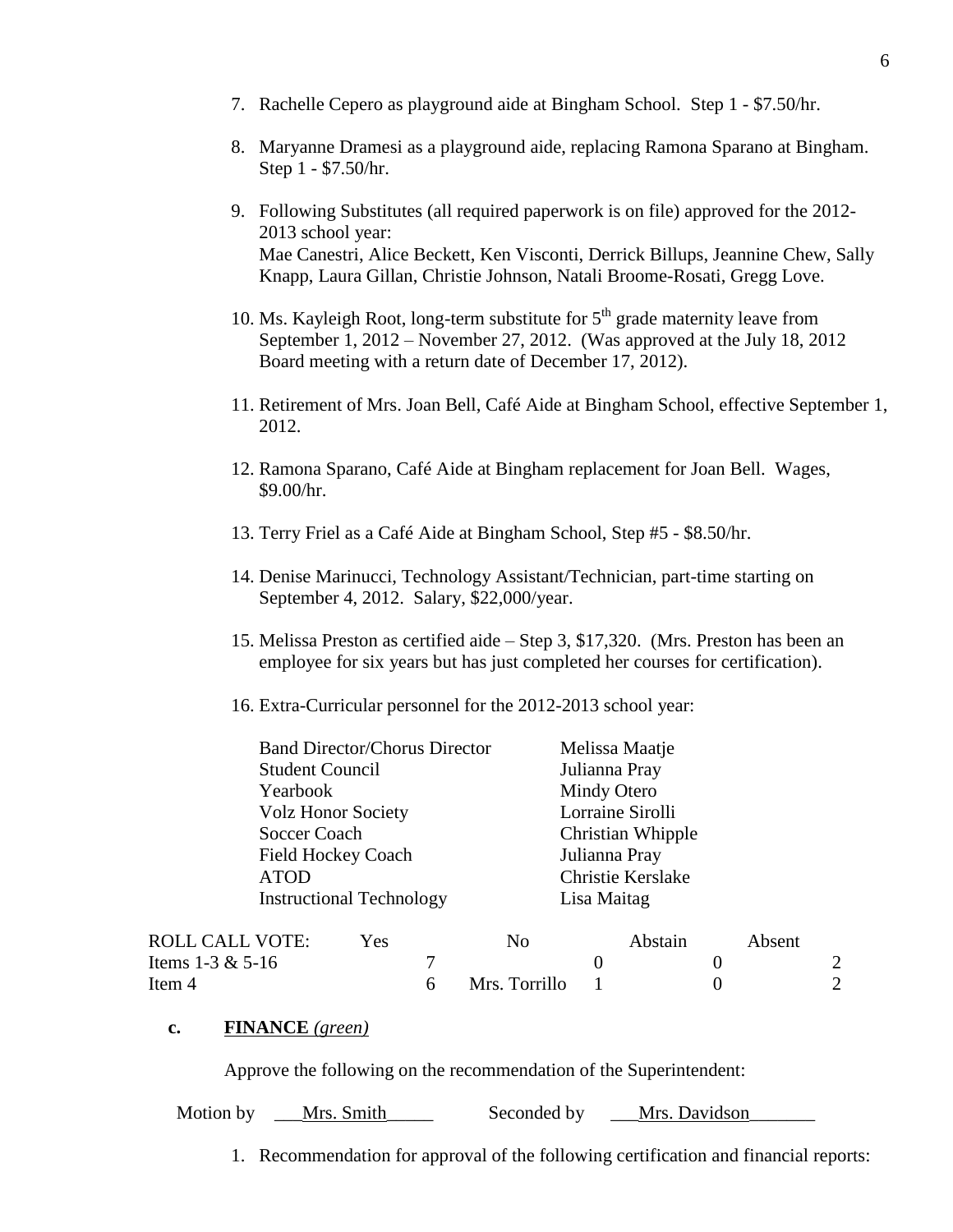7. Rachelle Cepero as playground aide at Bingham School. Step 1 - $7.50/hr.

8. Maryanne Dramesi as a playground aide, replacing Ramona Sparano at Bingham. Step 1 - $7.50/hr.

9. Following Substitutes (all required paperwork is on file) approved for the 2012-2013 school year:
   Mae Canestri, Alice Beckett, Ken Visconti, Derrick Billups, Jeannine Chew, Sally Knapp, Laura Gillan, Christie Johnson, Natali Broome-Rosati, Gregg Love.

10. Ms. Kayleigh Root, long-term substitute for 5th grade maternity leave from September 1, 2012 – November 27, 2012. (Was approved at the July 18, 2012 Board meeting with a return date of December 17, 2012).

11. Retirement of Mrs. Joan Bell, Café Aide at Bingham School, effective September 1, 2012.

12. Ramona Sparano, Café Aide at Bingham replacement for Joan Bell. Wages, $9.00/hr.

13. Terry Friel as a Café Aide at Bingham School, Step #5 - $8.50/hr.

14. Denise Marinucci, Technology Assistant/Technician, part-time starting on September 4, 2012. Salary, $22,000/year.

15. Melissa Preston as certified aide – Step 3, $17,320. (Mrs. Preston has been an employee for six years but has just completed her courses for certification).

16. Extra-Curricular personnel for the 2012-2013 school year:

| | |
|---|---|
| Band Director/Chorus Director | Melissa Maatje |
| Student Council | Julianna Pray |
| Yearbook | Mindy Otero |
| Volz Honor Society | Lorraine Sirolli |
| Soccer Coach | Christian Whipple |
| Field Hockey Coach | Julianna Pray |
| ATOD | Christie Kerslake |
| Instructional Technology | Lisa Maitag |

| ROLL CALL VOTE: | Yes | No | Abstain | Absent |
|---|---|---|---|---|
| Items 1-3 & 5-16 | 7 | 0 | 0 | 2 |
| Item 4 | 6 | Mrs. Torrillo 1 | 0 | 2 |

**c. FINANCE** *(green)*

Approve the following on the recommendation of the Superintendent:

Motion by \_\_\_Mrs. Smith\_\_\_\_\_ Seconded by \_\_\_Mrs. Davidson\_\_\_\_\_\_\_

1. Recommendation for approval of the following certification and financial reports: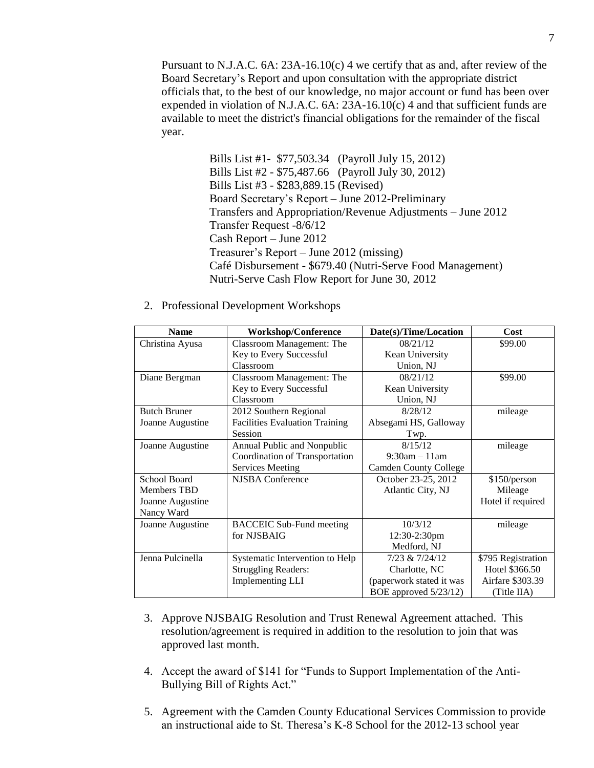Pursuant to N.J.A.C. 6A: 23A-16.10(c) 4 we certify that as and, after review of the Board Secretary's Report and upon consultation with the appropriate district officials that, to the best of our knowledge, no major account or fund has been over expended in violation of N.J.A.C. 6A: 23A-16.10(c) 4 and that sufficient funds are available to meet the district's financial obligations for the remainder of the fiscal year.

Bills List #1- $77,503.34 (Payroll July 15, 2012)
Bills List #2 - $75,487.66 (Payroll July 30, 2012)
Bills List #3 - $283,889.15 (Revised)
Board Secretary's Report – June 2012-Preliminary
Transfers and Appropriation/Revenue Adjustments – June 2012
Transfer Request -8/6/12
Cash Report – June 2012
Treasurer's Report – June 2012 (missing)
Café Disbursement - $679.40 (Nutri-Serve Food Management)
Nutri-Serve Cash Flow Report for June 30, 2012

2. Professional Development Workshops

| Name | Workshop/Conference | Date(s)/Time/Location | Cost |
|---|---|---|---|
| Christina Ayusa | Classroom Management: The Key to Every Successful Classroom | 08/21/12 Kean University Union, NJ | $99.00 |
| Diane Bergman | Classroom Management: The Key to Every Successful Classroom | 08/21/12 Kean University Union, NJ | $99.00 |
| Butch Bruner Joanne Augustine | 2012 Southern Regional Facilities Evaluation Training Session | 8/28/12 Absegami HS, Galloway Twp. | mileage |
| Joanne Augustine | Annual Public and Nonpublic Coordination of Transportation Services Meeting | 8/15/12 9:30am – 11am Camden County College | mileage |
| School Board Members TBD Joanne Augustine Nancy Ward | NJSBA Conference | October 23-25, 2012 Atlantic City, NJ | $150/person Mileage Hotel if required |
| Joanne Augustine | BACCEIC Sub-Fund meeting for NJSBAIG | 10/3/12 12:30-2:30pm Medford, NJ | mileage |
| Jenna Pulcinella | Systematic Intervention to Help Struggling Readers: Implementing LLI | 7/23 & 7/24/12 Charlotte, NC (paperwork stated it was BOE approved 5/23/12) | $795 Registration Hotel $366.50 Airfare $303.39 (Title IIA) |

3. Approve NJSBAIG Resolution and Trust Renewal Agreement attached. This resolution/agreement is required in addition to the resolution to join that was approved last month.

4. Accept the award of $141 for "Funds to Support Implementation of the Anti-Bullying Bill of Rights Act."

5. Agreement with the Camden County Educational Services Commission to provide an instructional aide to St. Theresa's K-8 School for the 2012-13 school year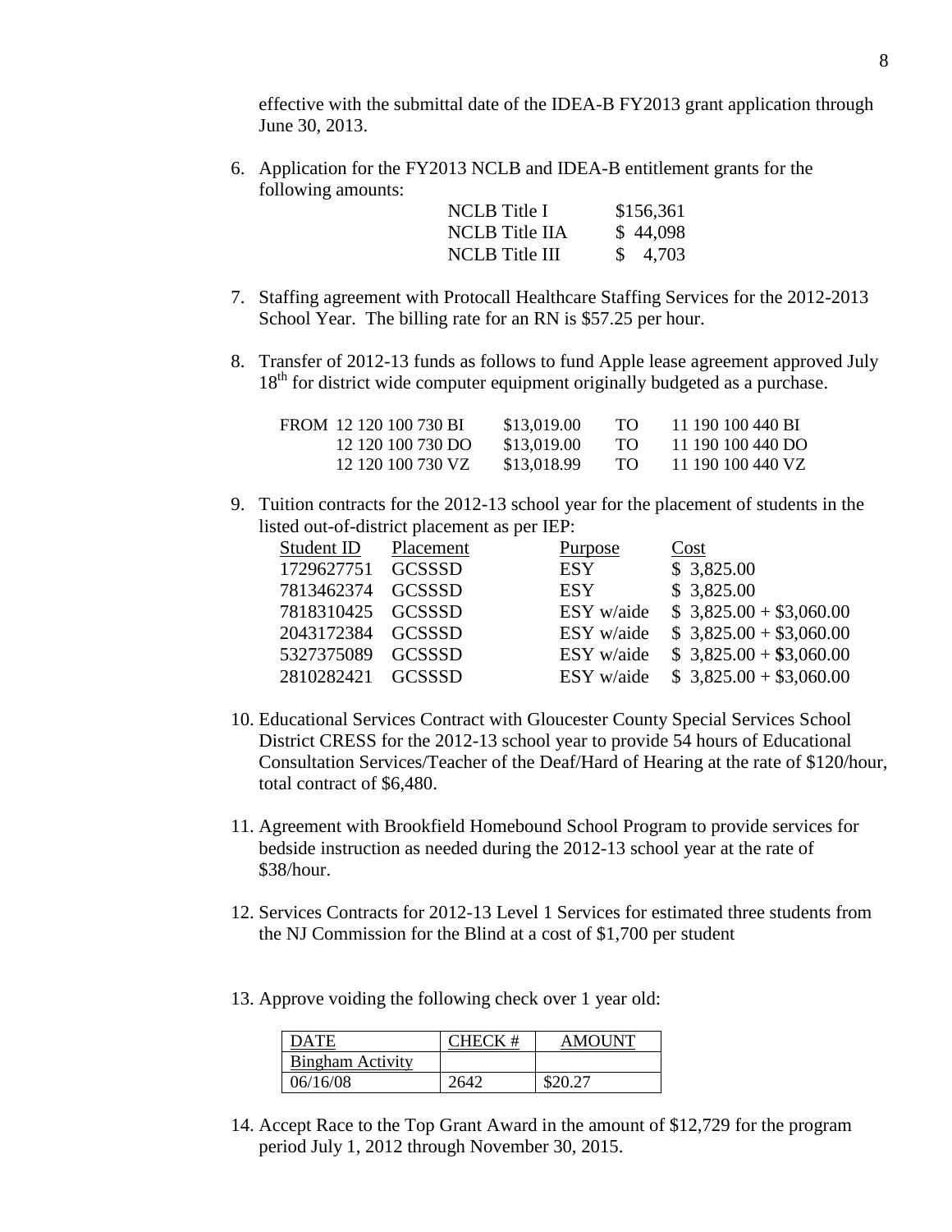effective with the submittal date of the IDEA-B FY2013 grant application through June 30, 2013.

6. Application for the FY2013 NCLB and IDEA-B entitlement grants for the following amounts:

| | |
|---|---|
| NCLB Title I | \$156,361 |
| NCLB Title IIA | \$ 44,098 |
| NCLB Title III | \$ 4,703 |

7. Staffing agreement with Protocall Healthcare Staffing Services for the 2012-2013 School Year. The billing rate for an RN is \$57.25 per hour.

8. Transfer of 2012-13 funds as follows to fund Apple lease agreement approved July 18th for district wide computer equipment originally budgeted as a purchase.

| | | | | |
|---|---|---|---|---|
| FROM | 12 120 100 730 BI | \$13,019.00 | TO | 11 190 100 440 BI |
| | 12 120 100 730 DO | \$13,019.00 | TO | 11 190 100 440 DO |
| | 12 120 100 730 VZ | \$13,018.99 | TO | 11 190 100 440 VZ |

9. Tuition contracts for the 2012-13 school year for the placement of students in the listed out-of-district placement as per IEP:

| Student ID | Placement | Purpose | Cost |
|---|---|---|---|
| 1729627751 | GCSSSD | ESY | \$ 3,825.00 |
| 7813462374 | GCSSSD | ESY | \$ 3,825.00 |
| 7818310425 | GCSSSD | ESY w/aide | \$ 3,825.00 + \$3,060.00 |
| 2043172384 | GCSSSD | ESY w/aide | \$ 3,825.00 + \$3,060.00 |
| 5327375089 | GCSSSD | ESY w/aide | \$ 3,825.00 + \$3,060.00 |
| 2810282421 | GCSSSD | ESY w/aide | \$ 3,825.00 + \$3,060.00 |

10. Educational Services Contract with Gloucester County Special Services School District CRESS for the 2012-13 school year to provide 54 hours of Educational Consultation Services/Teacher of the Deaf/Hard of Hearing at the rate of \$120/hour, total contract of \$6,480.

11. Agreement with Brookfield Homebound School Program to provide services for bedside instruction as needed during the 2012-13 school year at the rate of \$38/hour.

12. Services Contracts for 2012-13 Level 1 Services for estimated three students from the NJ Commission for the Blind at a cost of \$1,700 per student

13. Approve voiding the following check over 1 year old:

| DATE | CHECK # | AMOUNT |
|---|---|---|
| Bingham Activity | | |
| 06/16/08 | 2642 | \$20.27 |

14. Accept Race to the Top Grant Award in the amount of \$12,729 for the program period July 1, 2012 through November 30, 2015.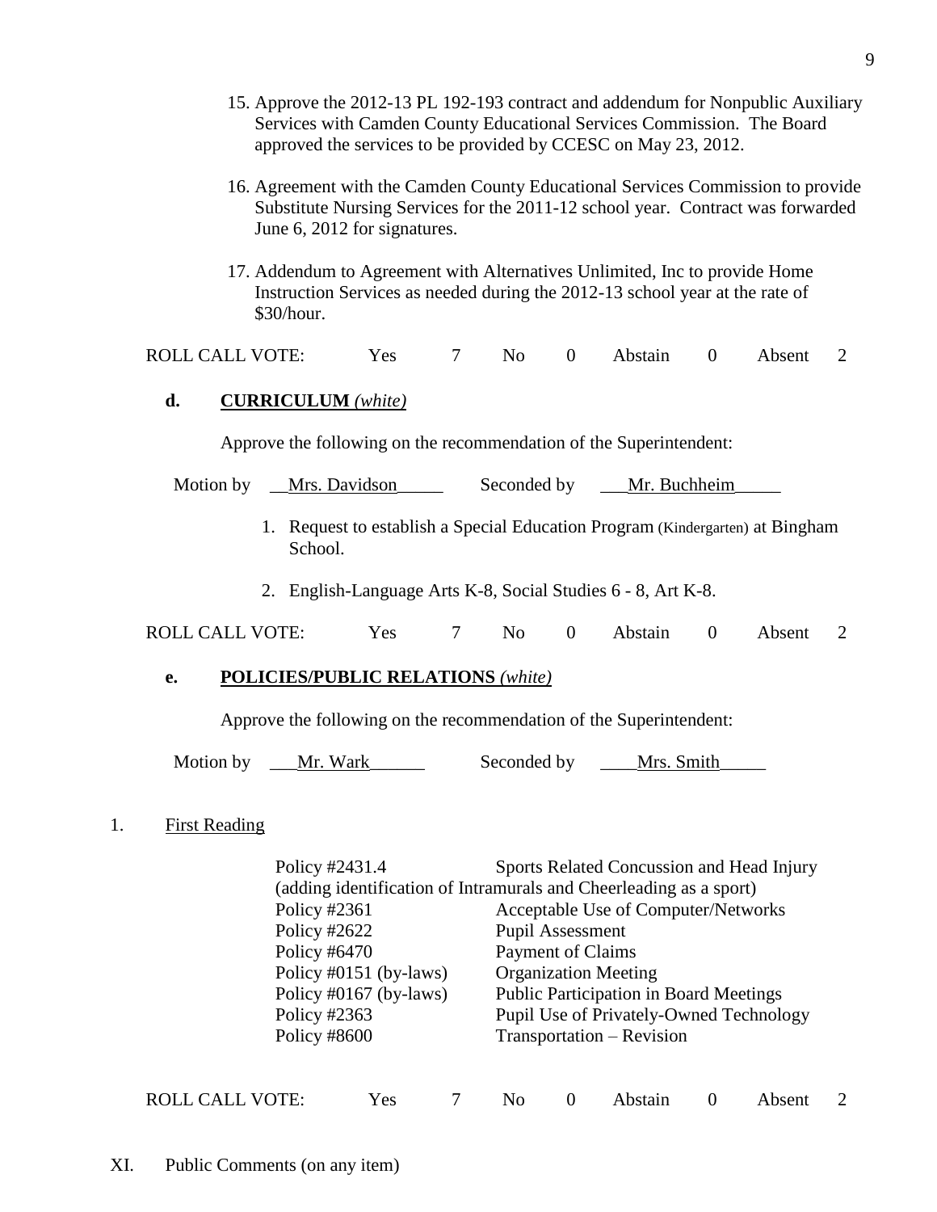15. Approve the 2012-13 PL 192-193 contract and addendum for Nonpublic Auxiliary Services with Camden County Educational Services Commission. The Board approved the services to be provided by CCESC on May 23, 2012.

16. Agreement with the Camden County Educational Services Commission to provide Substitute Nursing Services for the 2011-12 school year. Contract was forwarded June 6, 2012 for signatures.

17. Addendum to Agreement with Alternatives Unlimited, Inc to provide Home Instruction Services as needed during the 2012-13 school year at the rate of $30/hour.

ROLL CALL VOTE: Yes 7 No 0 Abstain 0 Absent 2

**d. CURRICULUM** *(white)*

Approve the following on the recommendation of the Superintendent:

Motion by __Mrs. Davidson_____ Seconded by ___Mr. Buchheim_____

1. Request to establish a Special Education Program (Kindergarten) at Bingham School.

2. English-Language Arts K-8, Social Studies 6 - 8, Art K-8.

ROLL CALL VOTE: Yes 7 No 0 Abstain 0 Absent 2

**e. POLICIES/PUBLIC RELATIONS** *(white)*

Approve the following on the recommendation of the Superintendent:

Motion by ___Mr. Wark______ Seconded by ____Mrs. Smith_____

1. First Reading

| | |
|---|---|
| Policy #2431.4 | Sports Related Concussion and Head Injury |
| (adding identification of Intramurals and Cheerleading as a sport) | |
| Policy #2361 | Acceptable Use of Computer/Networks |
| Policy #2622 | Pupil Assessment |
| Policy #6470 | Payment of Claims |
| Policy #0151 (by-laws) | Organization Meeting |
| Policy #0167 (by-laws) | Public Participation in Board Meetings |
| Policy #2363 | Pupil Use of Privately-Owned Technology |
| Policy #8600 | Transportation – Revision |

ROLL CALL VOTE: Yes 7 No 0 Abstain 0 Absent 2

XI. Public Comments (on any item)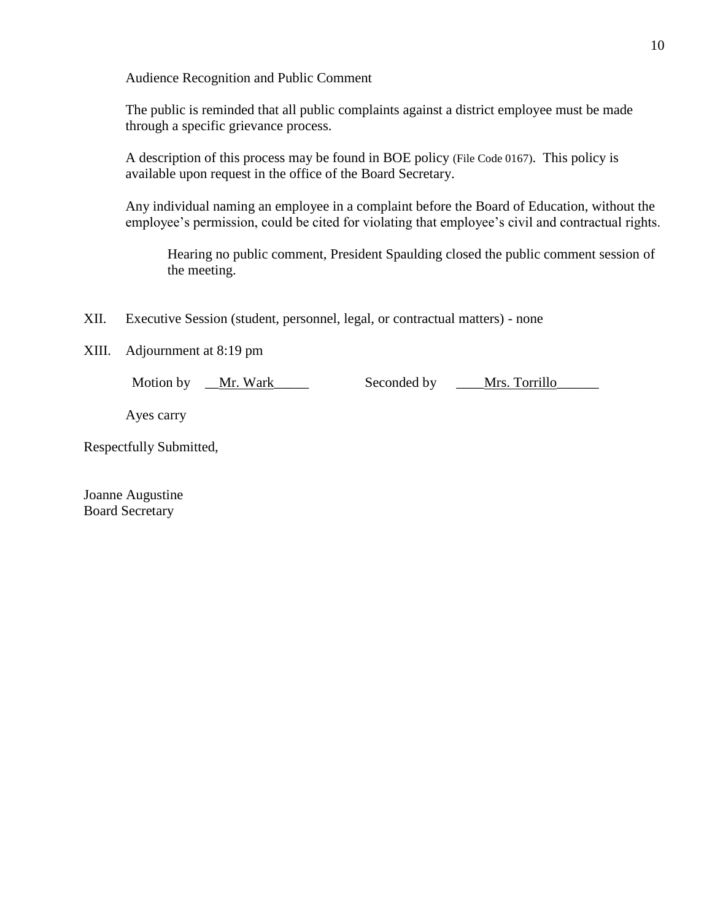Audience Recognition and Public Comment

The public is reminded that all public complaints against a district employee must be made through a specific grievance process.

A description of this process may be found in BOE policy (File Code 0167). This policy is available upon request in the office of the Board Secretary.

Any individual naming an employee in a complaint before the Board of Education, without the employee's permission, could be cited for violating that employee's civil and contractual rights.

Hearing no public comment, President Spaulding closed the public comment session of the meeting.

XII. Executive Session (student, personnel, legal, or contractual matters) - none

XIII. Adjournment at 8:19 pm

Motion by __Mr. Wark_____ Seconded by ____Mrs. Torrillo______

Ayes carry

Respectfully Submitted,

Joanne Augustine
Board Secretary